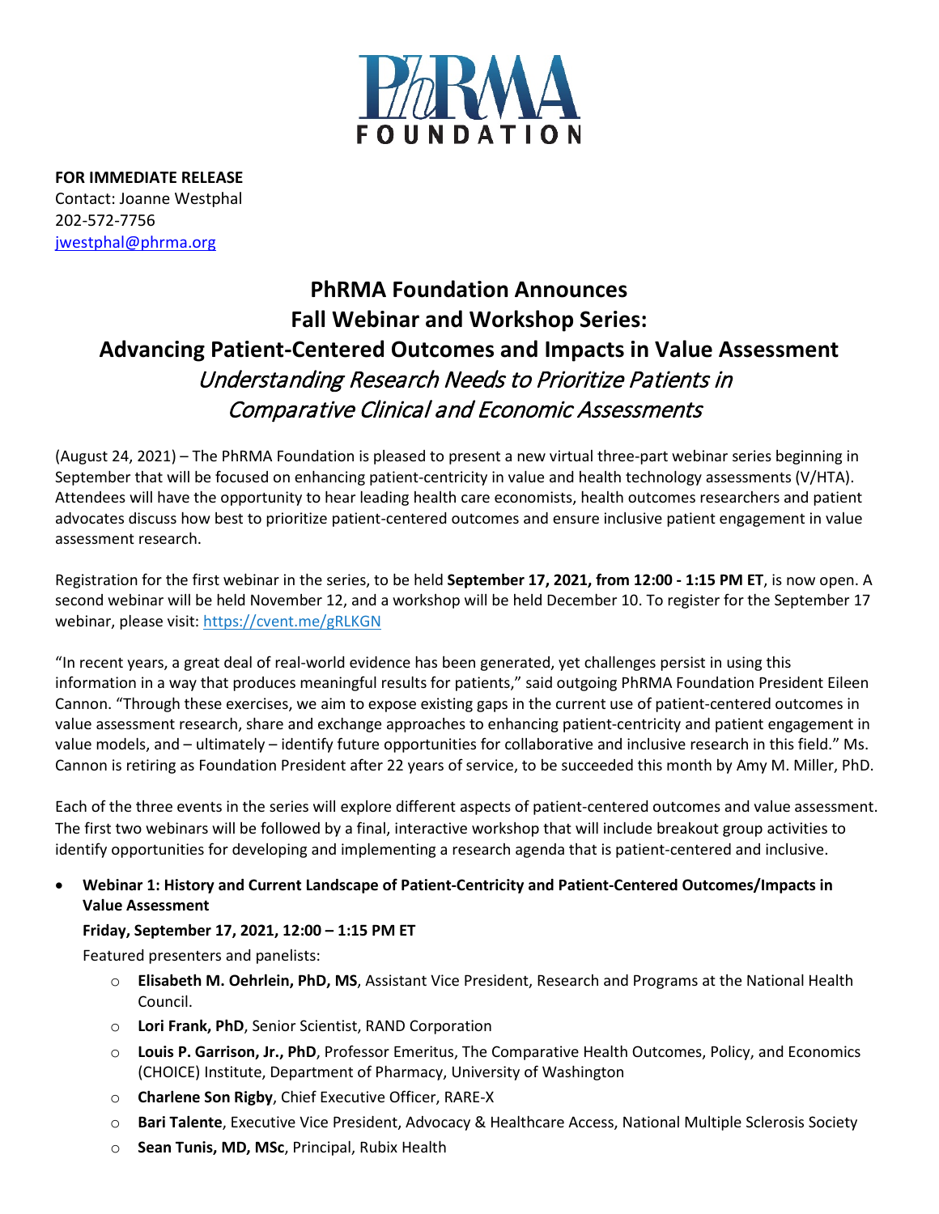**FOR IMMEDIATE RELEASE**
Contact: Joanne Westphal
202-572-7756
jwestphal@phrma.org

# PhRMA Foundation Announces Fall Webinar and Workshop Series: Advancing Patient-Centered Outcomes and Impacts in Value Assessment

## *Understanding Research Needs to Prioritize Patients in Comparative Clinical and Economic Assessments*

(August 24, 2021) – The PhRMA Foundation is pleased to present a new virtual three-part webinar series beginning in September that will be focused on enhancing patient-centricity in value and health technology assessments (V/HTA). Attendees will have the opportunity to hear leading health care economists, health outcomes researchers and patient advocates discuss how best to prioritize patient-centered outcomes and ensure inclusive patient engagement in value assessment research.

Registration for the first webinar in the series, to be held **September 17, 2021, from 12:00 - 1:15 PM ET**, is now open. A second webinar will be held November 12, and a workshop will be held December 10. To register for the September 17 webinar, please visit: https://cvent.me/gRLKGN

"In recent years, a great deal of real-world evidence has been generated, yet challenges persist in using this information in a way that produces meaningful results for patients," said outgoing PhRMA Foundation President Eileen Cannon. "Through these exercises, we aim to expose existing gaps in the current use of patient-centered outcomes in value assessment research, share and exchange approaches to enhancing patient-centricity and patient engagement in value models, and – ultimately – identify future opportunities for collaborative and inclusive research in this field." Ms. Cannon is retiring as Foundation President after 22 years of service, to be succeeded this month by Amy M. Miller, PhD.

Each of the three events in the series will explore different aspects of patient-centered outcomes and value assessment. The first two webinars will be followed by a final, interactive workshop that will include breakout group activities to identify opportunities for developing and implementing a research agenda that is patient-centered and inclusive.

- **Webinar 1: History and Current Landscape of Patient-Centricity and Patient-Centered Outcomes/Impacts in Value Assessment**

  **Friday, September 17, 2021, 12:00 – 1:15 PM ET**

  Featured presenters and panelists:

  - **Elisabeth M. Oehrlein, PhD, MS**, Assistant Vice President, Research and Programs at the National Health Council.
  - **Lori Frank, PhD**, Senior Scientist, RAND Corporation
  - **Louis P. Garrison, Jr., PhD**, Professor Emeritus, The Comparative Health Outcomes, Policy, and Economics (CHOICE) Institute, Department of Pharmacy, University of Washington
  - **Charlene Son Rigby**, Chief Executive Officer, RARE-X
  - **Bari Talente**, Executive Vice President, Advocacy & Healthcare Access, National Multiple Sclerosis Society
  - **Sean Tunis, MD, MSc**, Principal, Rubix Health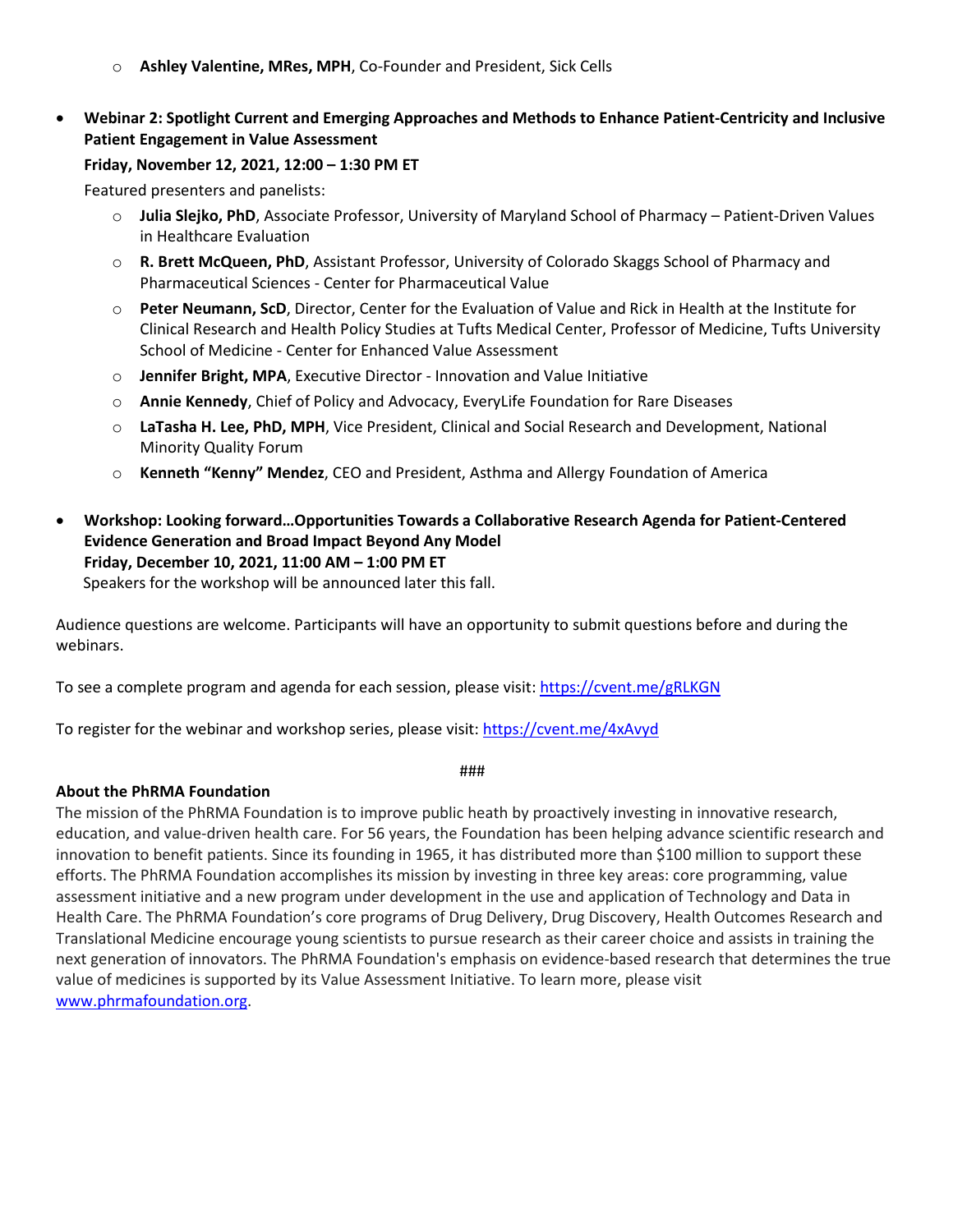- **Ashley Valentine, MRes, MPH**, Co-Founder and President, Sick Cells

- **Webinar 2: Spotlight Current and Emerging Approaches and Methods to Enhance Patient-Centricity and Inclusive Patient Engagement in Value Assessment**
  **Friday, November 12, 2021, 12:00 – 1:30 PM ET**
  Featured presenters and panelists:
  - **Julia Slejko, PhD**, Associate Professor, University of Maryland School of Pharmacy – Patient-Driven Values in Healthcare Evaluation
  - **R. Brett McQueen, PhD**, Assistant Professor, University of Colorado Skaggs School of Pharmacy and Pharmaceutical Sciences - Center for Pharmaceutical Value
  - **Peter Neumann, ScD**, Director, Center for the Evaluation of Value and Rick in Health at the Institute for Clinical Research and Health Policy Studies at Tufts Medical Center, Professor of Medicine, Tufts University School of Medicine - Center for Enhanced Value Assessment
  - **Jennifer Bright, MPA**, Executive Director - Innovation and Value Initiative
  - **Annie Kennedy**, Chief of Policy and Advocacy, EveryLife Foundation for Rare Diseases
  - **LaTasha H. Lee, PhD, MPH**, Vice President, Clinical and Social Research and Development, National Minority Quality Forum
  - **Kenneth "Kenny" Mendez**, CEO and President, Asthma and Allergy Foundation of America

- **Workshop: Looking forward…Opportunities Towards a Collaborative Research Agenda for Patient-Centered Evidence Generation and Broad Impact Beyond Any Model**
  **Friday, December 10, 2021, 11:00 AM – 1:00 PM ET**
  Speakers for the workshop will be announced later this fall.

Audience questions are welcome. Participants will have an opportunity to submit questions before and during the webinars.

To see a complete program and agenda for each session, please visit: https://cvent.me/gRLKGN

To register for the webinar and workshop series, please visit: https://cvent.me/4xAvyd

###

**About the PhRMA Foundation**

The mission of the PhRMA Foundation is to improve public heath by proactively investing in innovative research, education, and value-driven health care. For 56 years, the Foundation has been helping advance scientific research and innovation to benefit patients. Since its founding in 1965, it has distributed more than $100 million to support these efforts. The PhRMA Foundation accomplishes its mission by investing in three key areas: core programming, value assessment initiative and a new program under development in the use and application of Technology and Data in Health Care. The PhRMA Foundation's core programs of Drug Delivery, Drug Discovery, Health Outcomes Research and Translational Medicine encourage young scientists to pursue research as their career choice and assists in training the next generation of innovators. The PhRMA Foundation's emphasis on evidence-based research that determines the true value of medicines is supported by its Value Assessment Initiative. To learn more, please visit www.phrmafoundation.org.